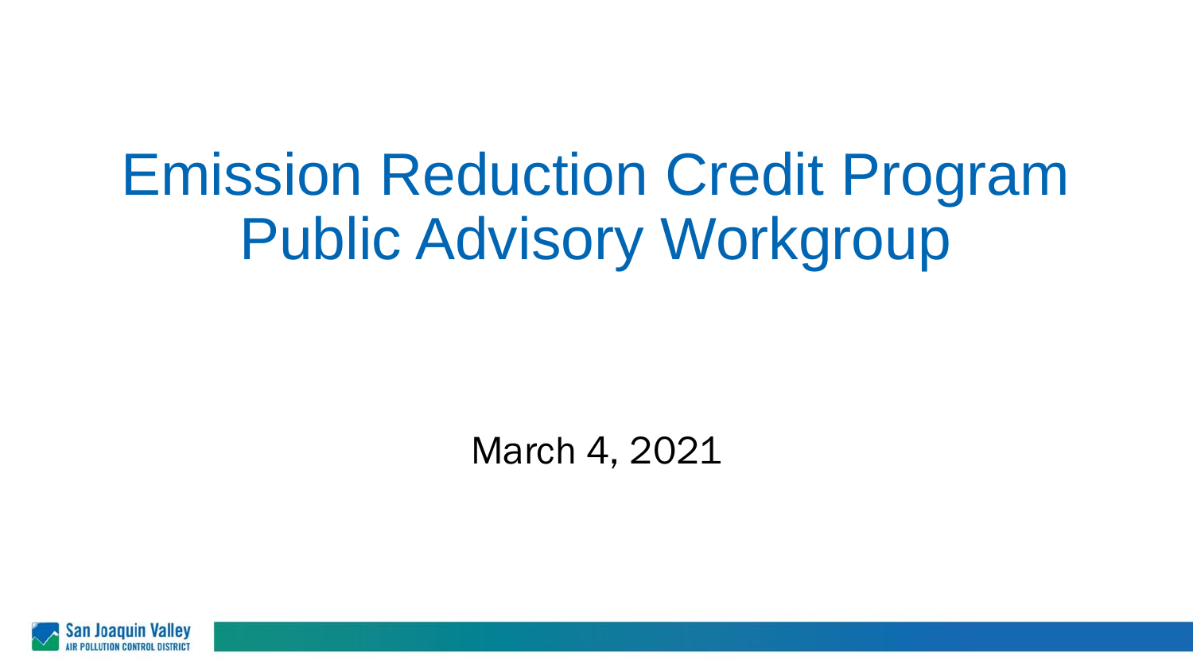# Emission Reduction Credit Program Public Advisory Workgroup

March 4, 2021

San Joaquin Valley
AIR POLLUTION CONTROL DISTRICT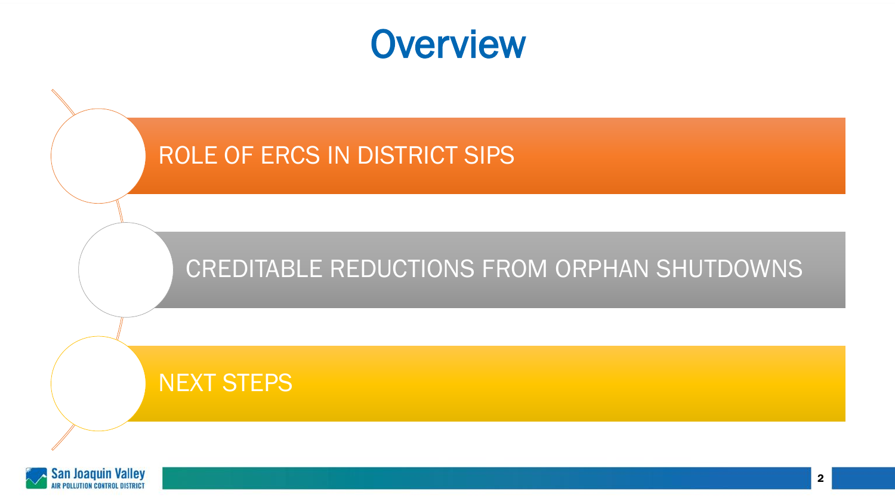# Overview

- ROLE OF ERCS IN DISTRICT SIPS
- CREDITABLE REDUCTIONS FROM ORPHAN SHUTDOWNS
- NEXT STEPS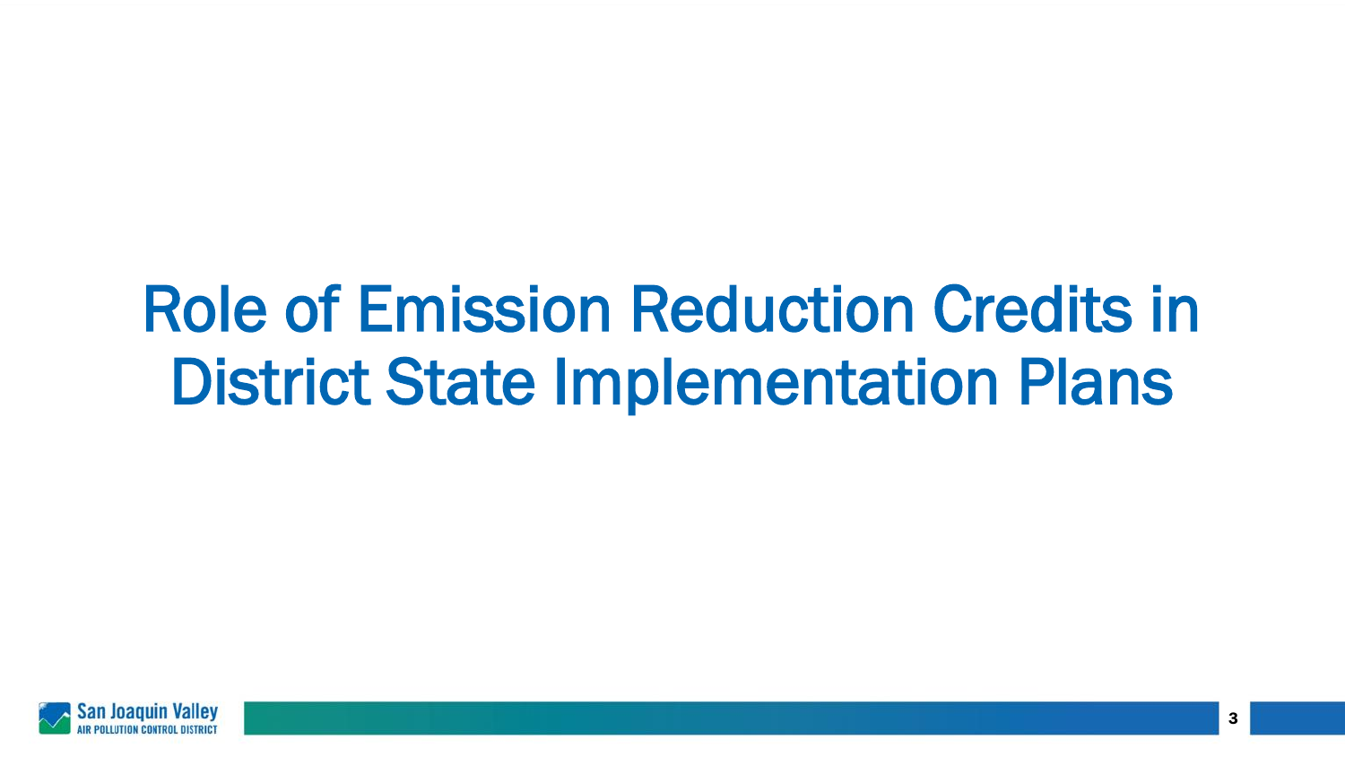# Role of Emission Reduction Credits in District State Implementation Plans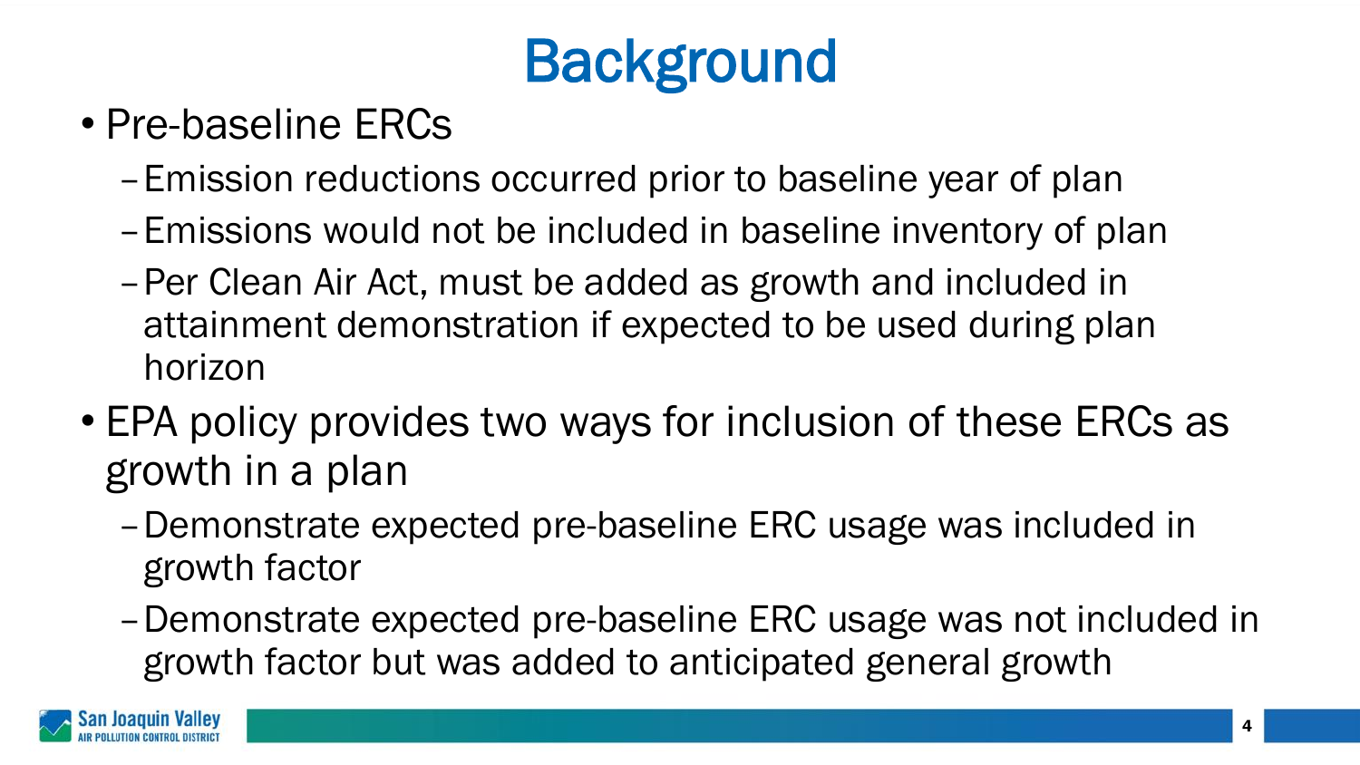# Background

- Pre-baseline ERCs
  - Emission reductions occurred prior to baseline year of plan
  - Emissions would not be included in baseline inventory of plan
  - Per Clean Air Act, must be added as growth and included in attainment demonstration if expected to be used during plan horizon
- EPA policy provides two ways for inclusion of these ERCs as growth in a plan
  - Demonstrate expected pre-baseline ERC usage was included in growth factor
  - Demonstrate expected pre-baseline ERC usage was not included in growth factor but was added to anticipated general growth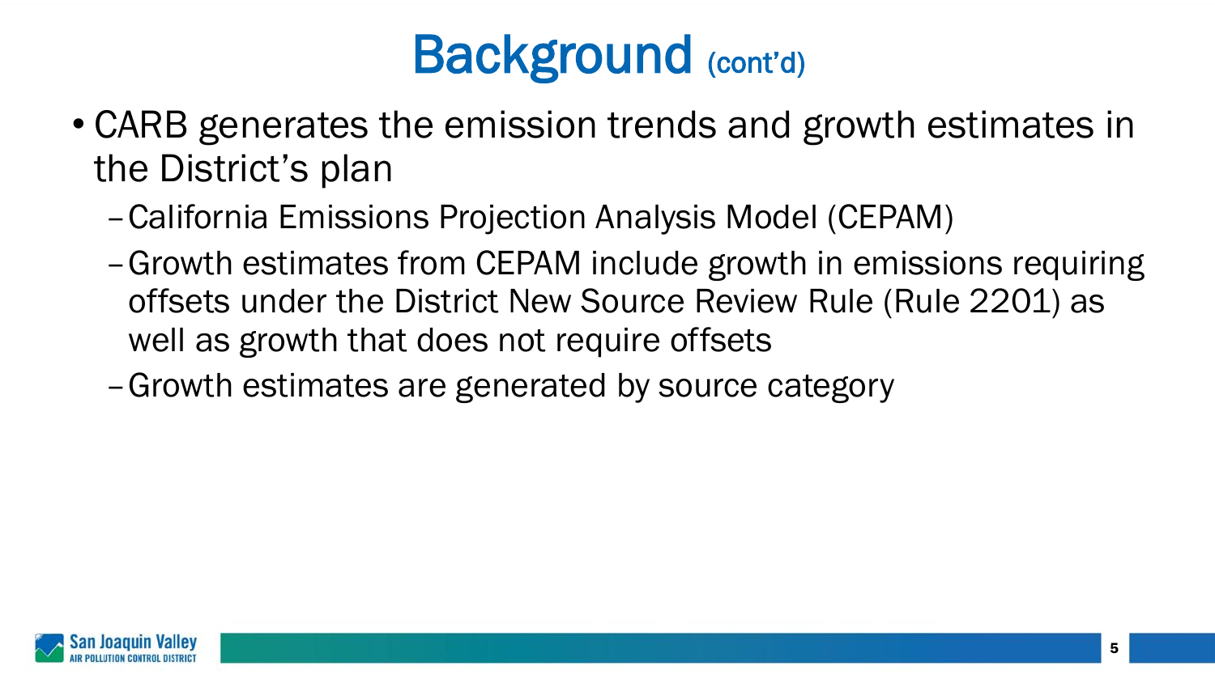# Background (cont'd)

- CARB generates the emission trends and growth estimates in the District's plan
  - California Emissions Projection Analysis Model (CEPAM)
  - Growth estimates from CEPAM include growth in emissions requiring offsets under the District New Source Review Rule (Rule 2201) as well as growth that does not require offsets
  - Growth estimates are generated by source category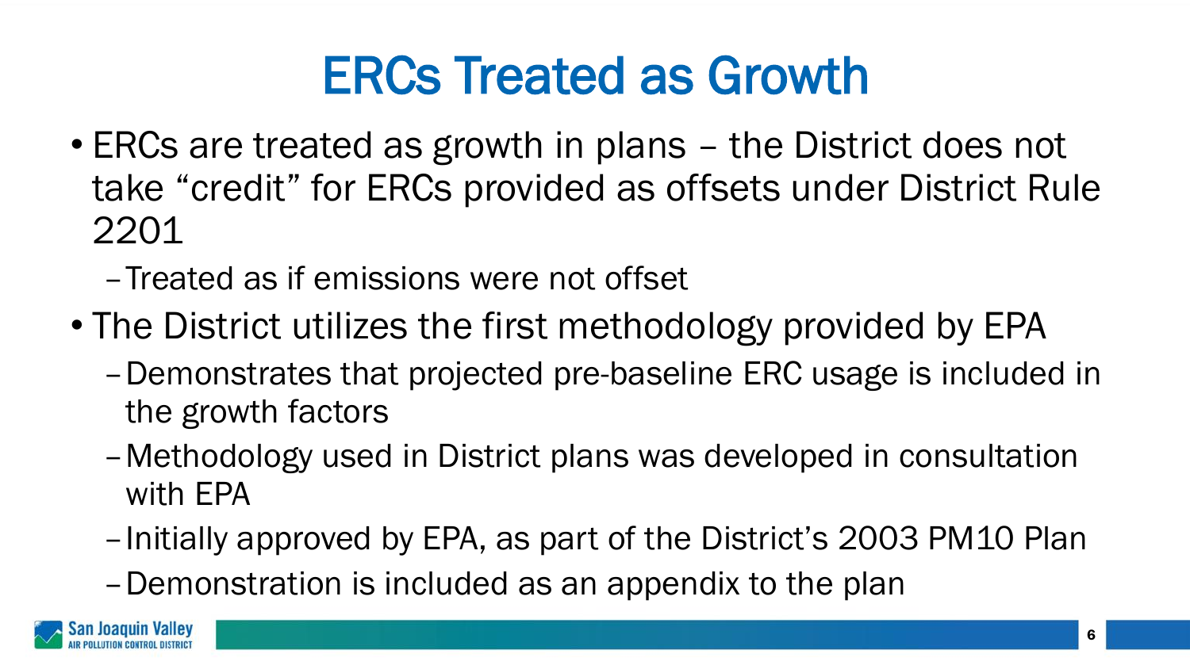# ERCs Treated as Growth

- ERCs are treated as growth in plans – the District does not take “credit” for ERCs provided as offsets under District Rule 2201
  - Treated as if emissions were not offset
- The District utilizes the first methodology provided by EPA
  - Demonstrates that projected pre-baseline ERC usage is included in the growth factors
  - Methodology used in District plans was developed in consultation with EPA
  - Initially approved by EPA, as part of the District’s 2003 PM10 Plan
  - Demonstration is included as an appendix to the plan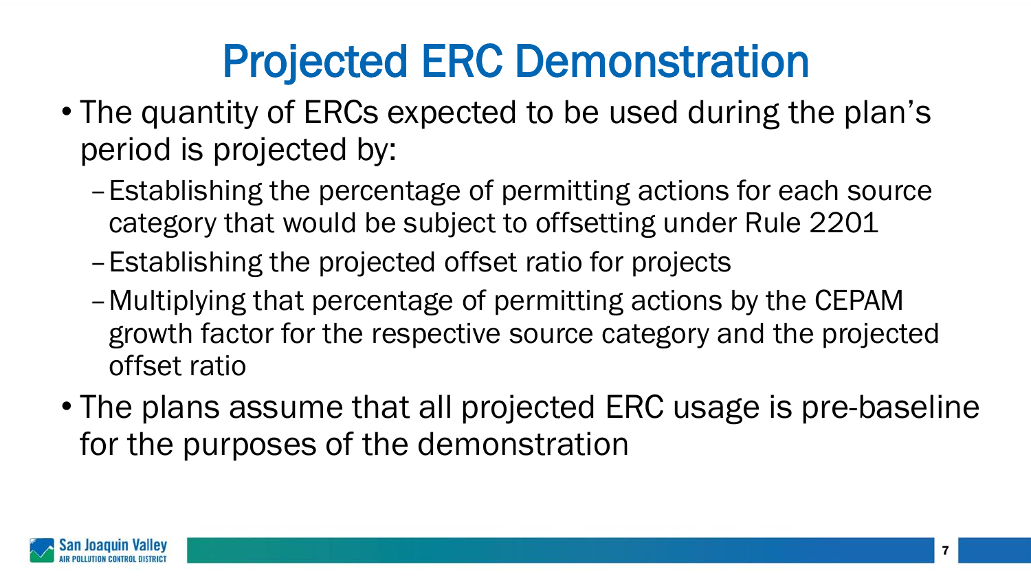# Projected ERC Demonstration

- The quantity of ERCs expected to be used during the plan's period is projected by:
  - Establishing the percentage of permitting actions for each source category that would be subject to offsetting under Rule 2201
  - Establishing the projected offset ratio for projects
  - Multiplying that percentage of permitting actions by the CEPAM growth factor for the respective source category and the projected offset ratio
- The plans assume that all projected ERC usage is pre-baseline for the purposes of the demonstration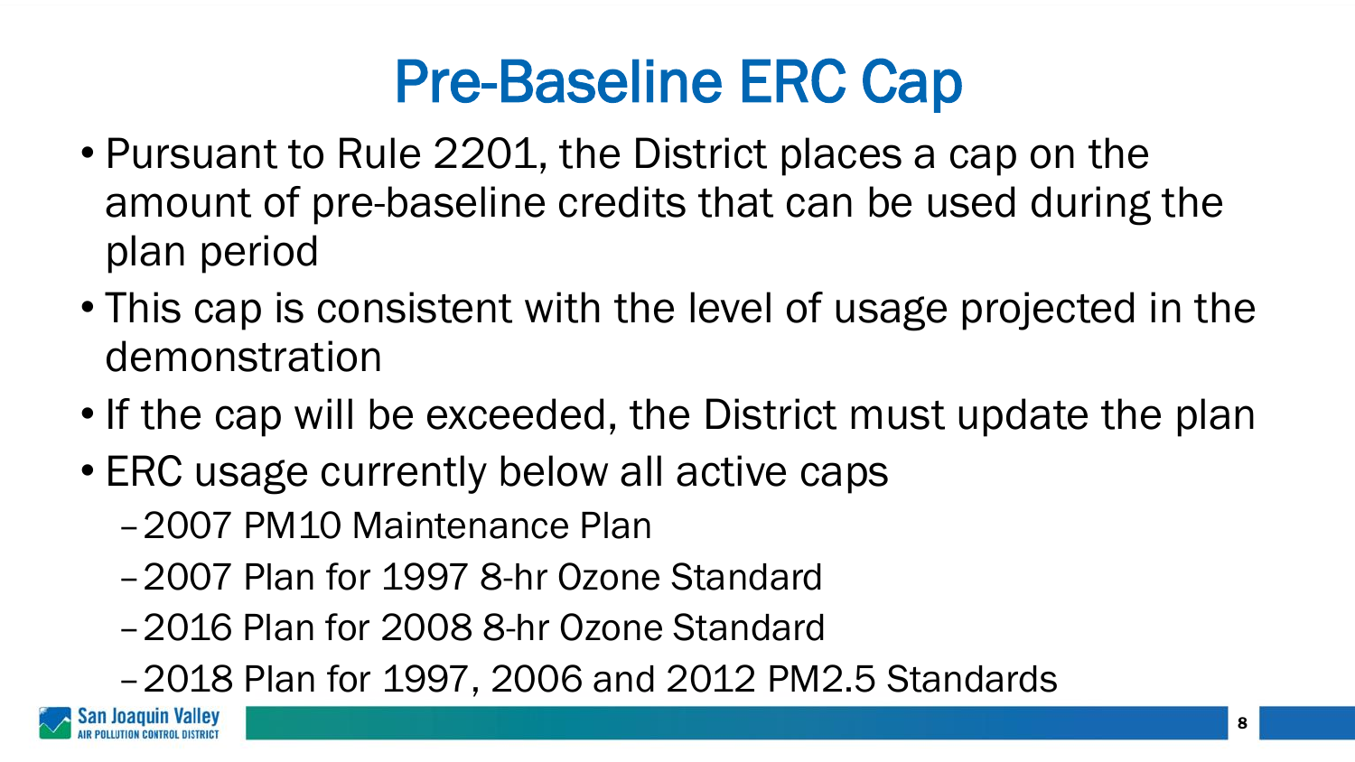# Pre-Baseline ERC Cap

- Pursuant to Rule 2201, the District places a cap on the amount of pre-baseline credits that can be used during the plan period
- This cap is consistent with the level of usage projected in the demonstration
- If the cap will be exceeded, the District must update the plan
- ERC usage currently below all active caps
  - 2007 PM10 Maintenance Plan
  - 2007 Plan for 1997 8-hr Ozone Standard
  - 2016 Plan for 2008 8-hr Ozone Standard
  - 2018 Plan for 1997, 2006 and 2012 PM2.5 Standards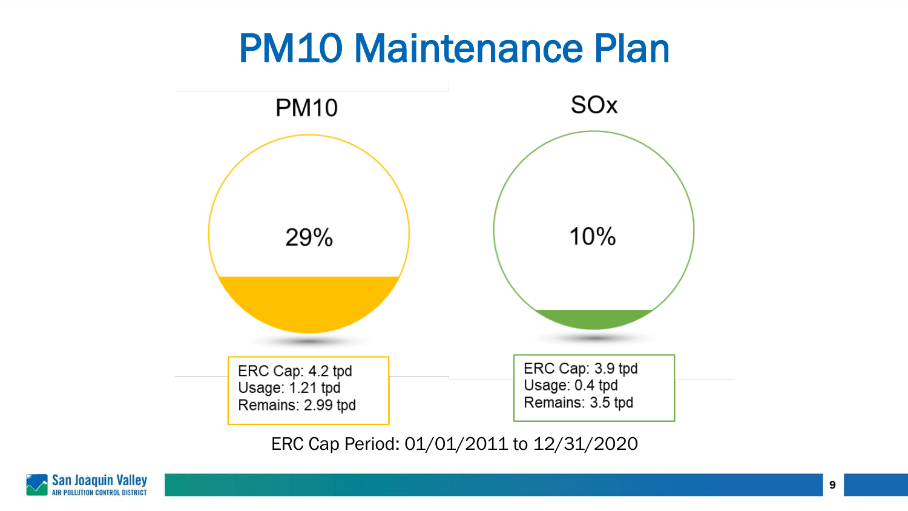# PM10 Maintenance Plan

## PM10

29%

ERC Cap: 4.2 tpd
Usage: 1.21 tpd
Remains: 2.99 tpd

## SOx

10%

ERC Cap: 3.9 tpd
Usage: 0.4 tpd
Remains: 3.5 tpd

ERC Cap Period: 01/01/2011 to 12/31/2020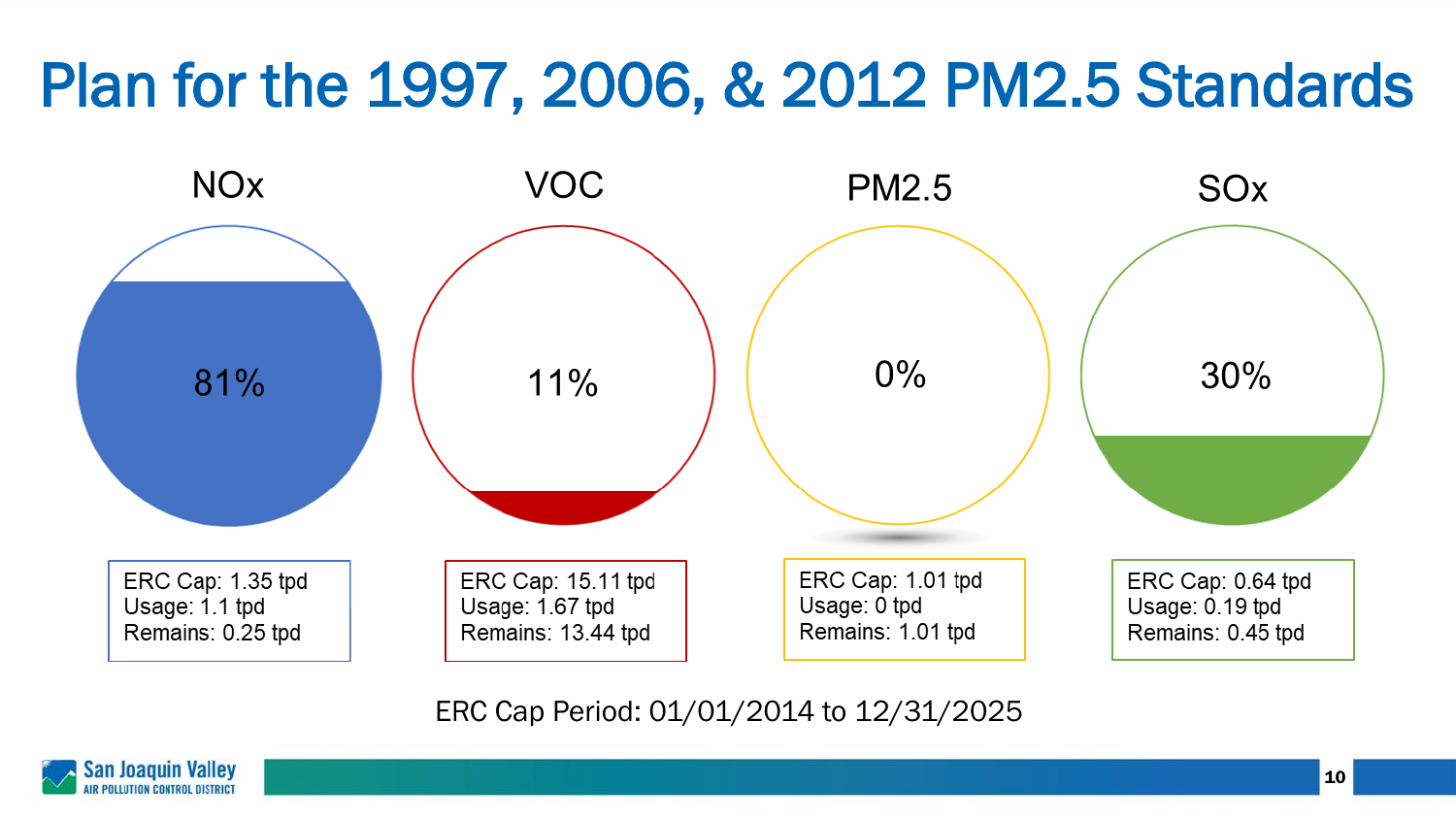# Plan for the 1997, 2006, & 2012 PM2.5 Standards

| | NOx | VOC | PM2.5 | SOx |
|---|---|---|---|---|
| Percent | 81% | 11% | 0% | 30% |
| ERC Cap | 1.35 tpd | 15.11 tpd | 1.01 tpd | 0.64 tpd |
| Usage | 1.1 tpd | 1.67 tpd | 0 tpd | 0.19 tpd |
| Remains | 0.25 tpd | 13.44 tpd | 1.01 tpd | 0.45 tpd |

ERC Cap Period: 01/01/2014 to 12/31/2025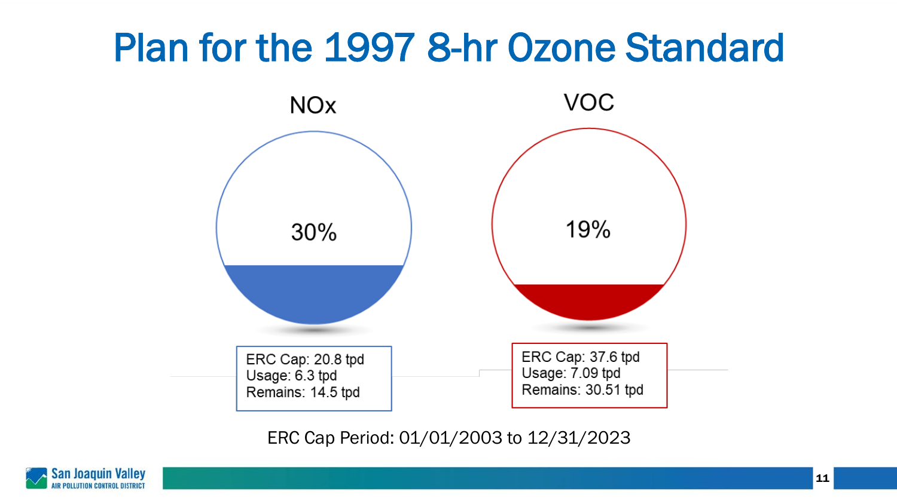# Plan for the 1997 8-hr Ozone Standard

## NOx

30%

ERC Cap: 20.8 tpd
Usage: 6.3 tpd
Remains: 14.5 tpd

## VOC

19%

ERC Cap: 37.6 tpd
Usage: 7.09 tpd
Remains: 30.51 tpd

ERC Cap Period: 01/01/2003 to 12/31/2023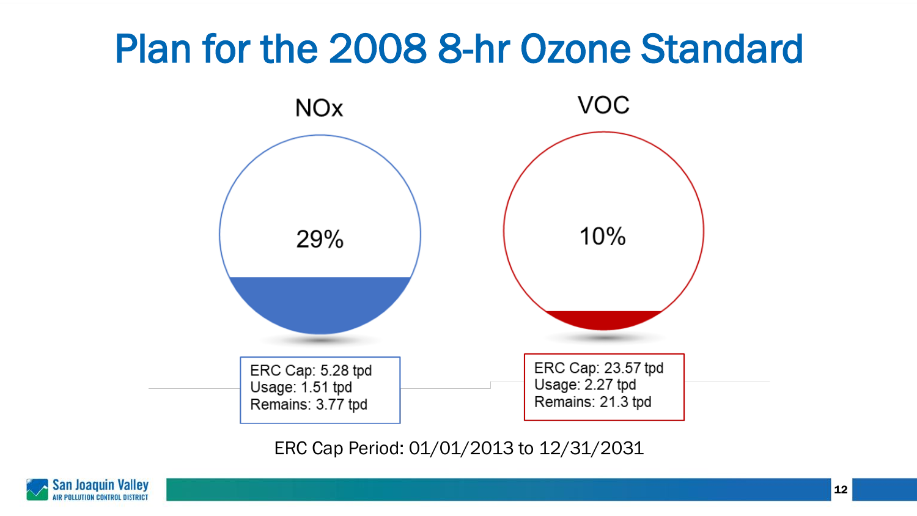# Plan for the 2008 8-hr Ozone Standard

## NOx

29%

ERC Cap: 5.28 tpd
Usage: 1.51 tpd
Remains: 3.77 tpd

## VOC

10%

ERC Cap: 23.57 tpd
Usage: 2.27 tpd
Remains: 21.3 tpd

ERC Cap Period: 01/01/2013 to 12/31/2031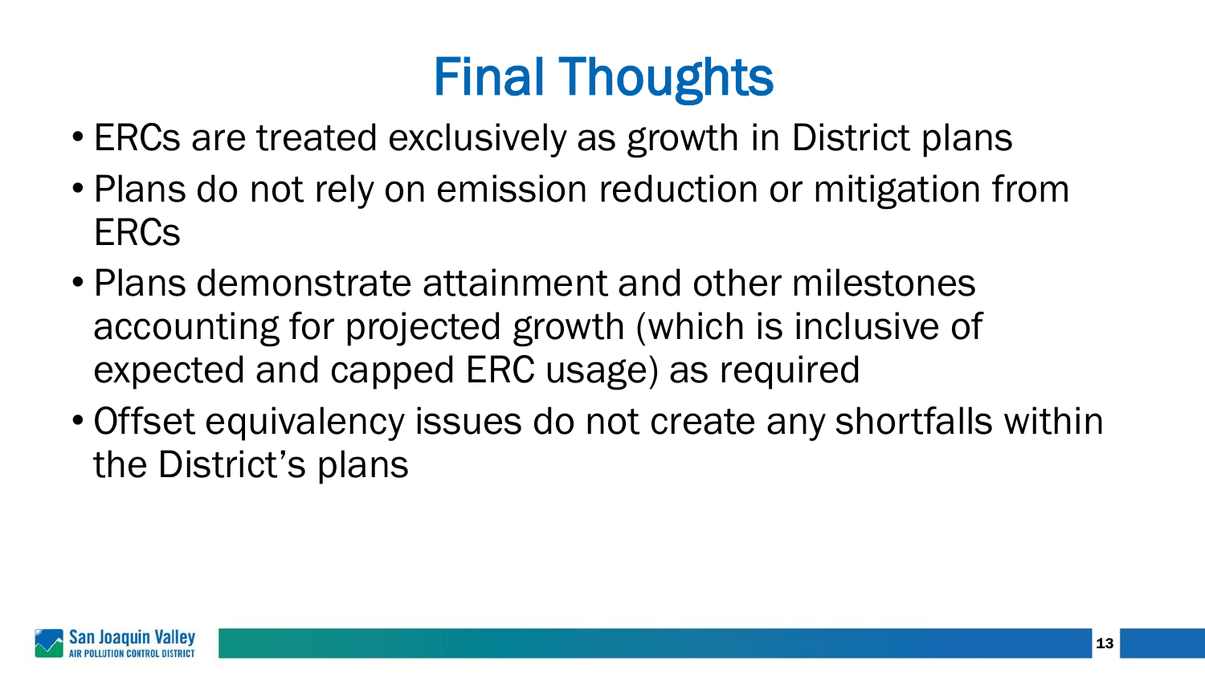# Final Thoughts

- ERCs are treated exclusively as growth in District plans
- Plans do not rely on emission reduction or mitigation from ERCs
- Plans demonstrate attainment and other milestones accounting for projected growth (which is inclusive of expected and capped ERC usage) as required
- Offset equivalency issues do not create any shortfalls within the District's plans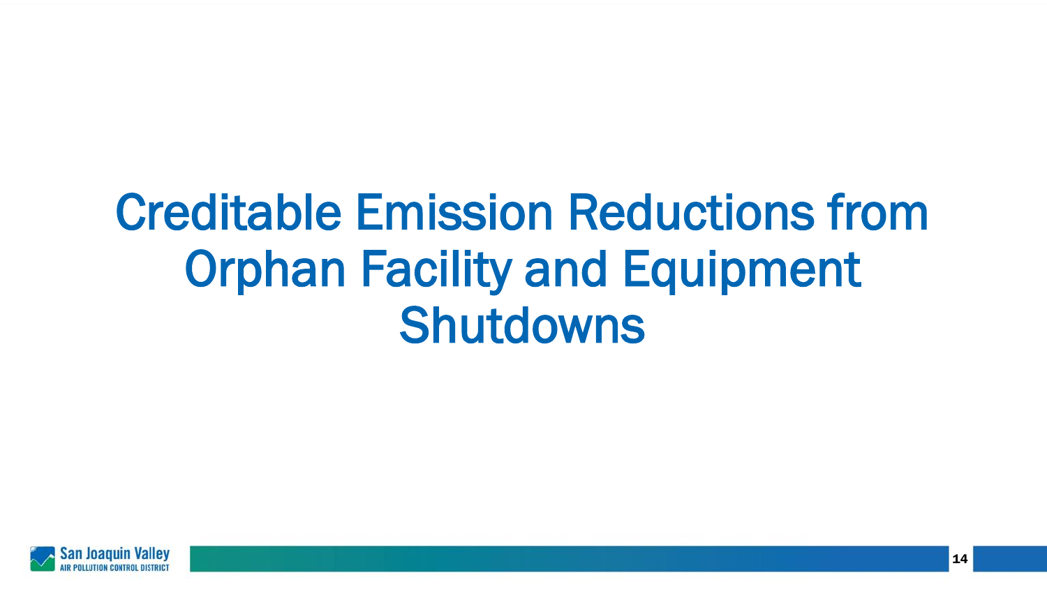# Creditable Emission Reductions from Orphan Facility and Equipment Shutdowns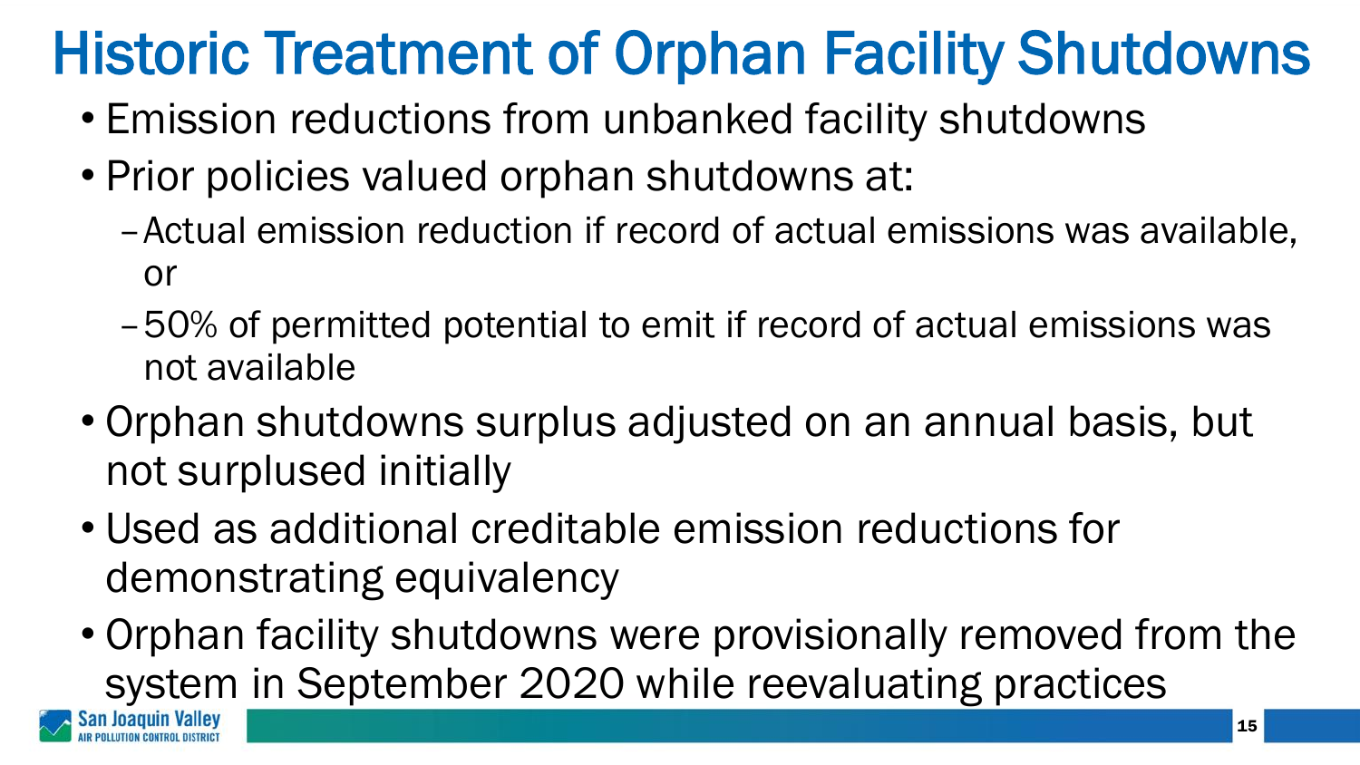# Historic Treatment of Orphan Facility Shutdowns

- Emission reductions from unbanked facility shutdowns
- Prior policies valued orphan shutdowns at:
  - Actual emission reduction if record of actual emissions was available, or
  - 50% of permitted potential to emit if record of actual emissions was not available
- Orphan shutdowns surplus adjusted on an annual basis, but not surplused initially
- Used as additional creditable emission reductions for demonstrating equivalency
- Orphan facility shutdowns were provisionally removed from the system in September 2020 while reevaluating practices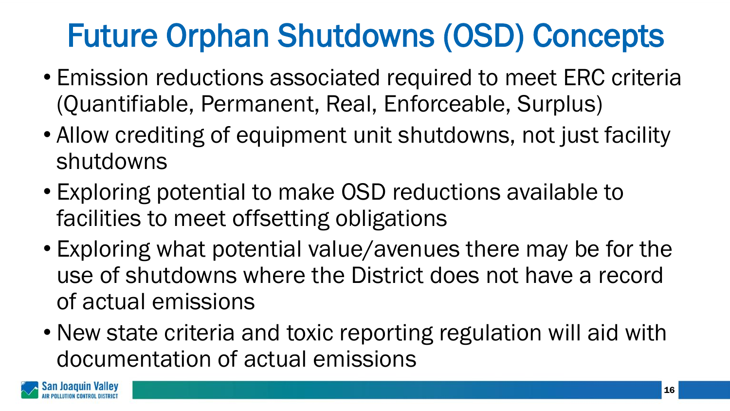# Future Orphan Shutdowns (OSD) Concepts

- Emission reductions associated required to meet ERC criteria (Quantifiable, Permanent, Real, Enforceable, Surplus)
- Allow crediting of equipment unit shutdowns, not just facility shutdowns
- Exploring potential to make OSD reductions available to facilities to meet offsetting obligations
- Exploring what potential value/avenues there may be for the use of shutdowns where the District does not have a record of actual emissions
- New state criteria and toxic reporting regulation will aid with documentation of actual emissions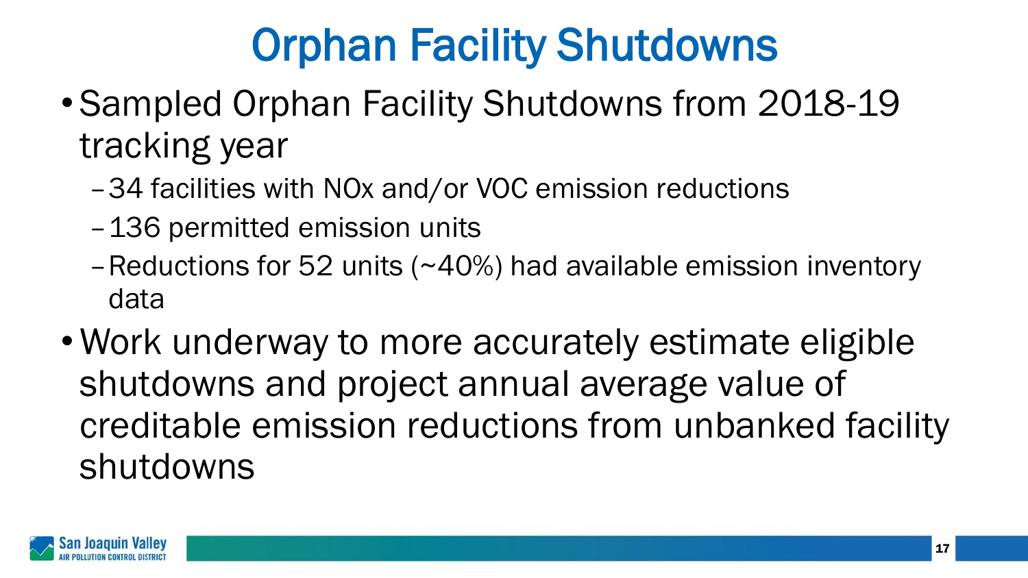# Orphan Facility Shutdowns

- Sampled Orphan Facility Shutdowns from 2018-19 tracking year
  - 34 facilities with NOx and/or VOC emission reductions
  - 136 permitted emission units
  - Reductions for 52 units (~40%) had available emission inventory data
- Work underway to more accurately estimate eligible shutdowns and project annual average value of creditable emission reductions from unbanked facility shutdowns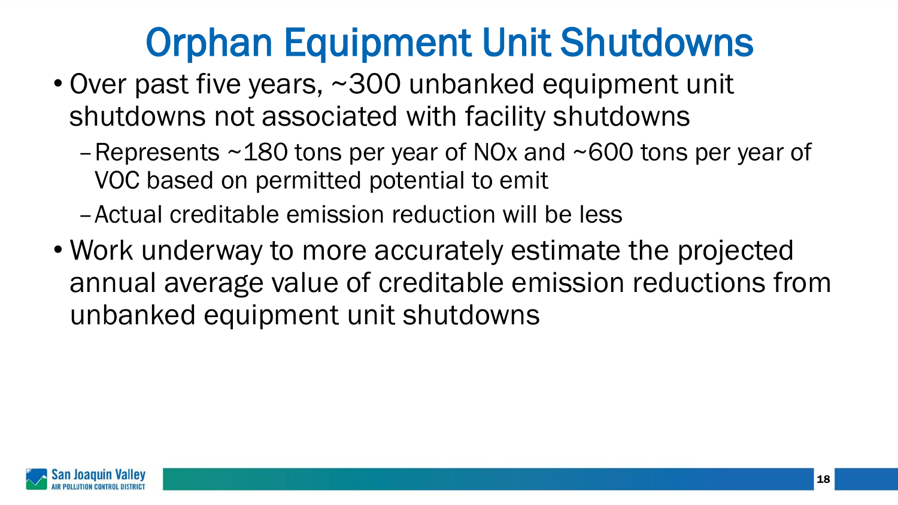# Orphan Equipment Unit Shutdowns

- Over past five years, ~300 unbanked equipment unit shutdowns not associated with facility shutdowns
  - Represents ~180 tons per year of NOx and ~600 tons per year of VOC based on permitted potential to emit
  - Actual creditable emission reduction will be less
- Work underway to more accurately estimate the projected annual average value of creditable emission reductions from unbanked equipment unit shutdowns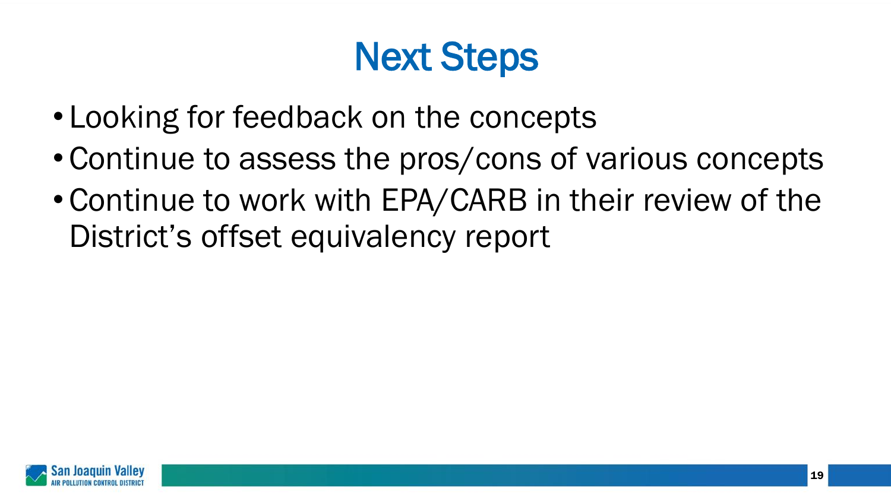# Next Steps

- Looking for feedback on the concepts
- Continue to assess the pros/cons of various concepts
- Continue to work with EPA/CARB in their review of the District's offset equivalency report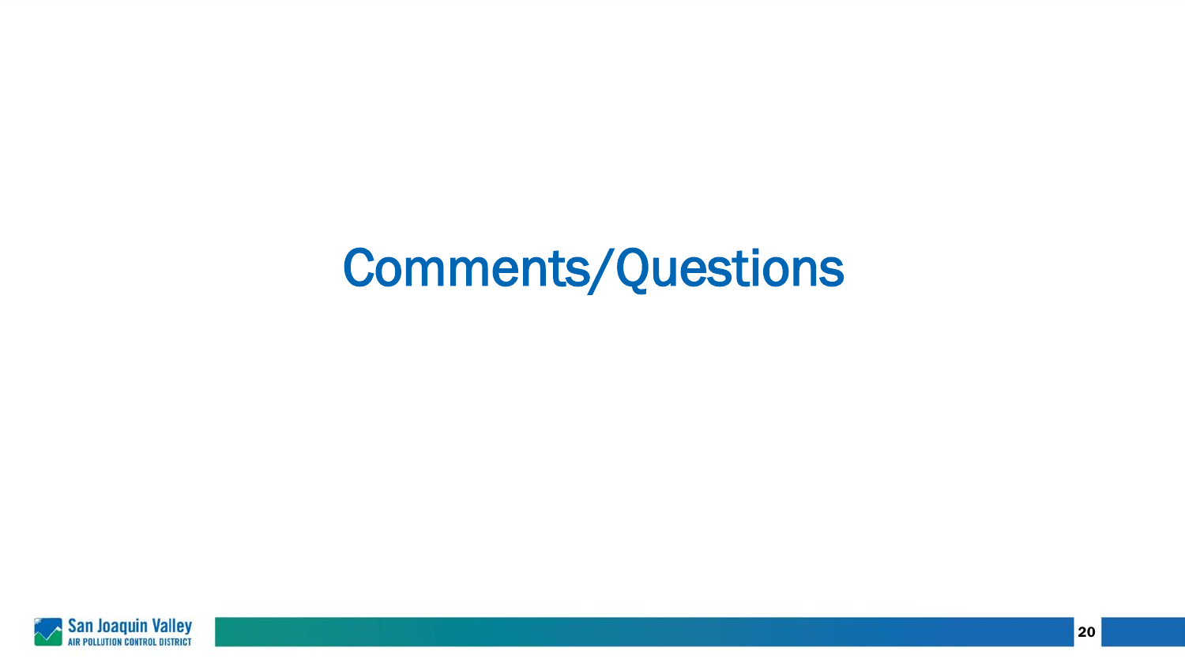# Comments/Questions